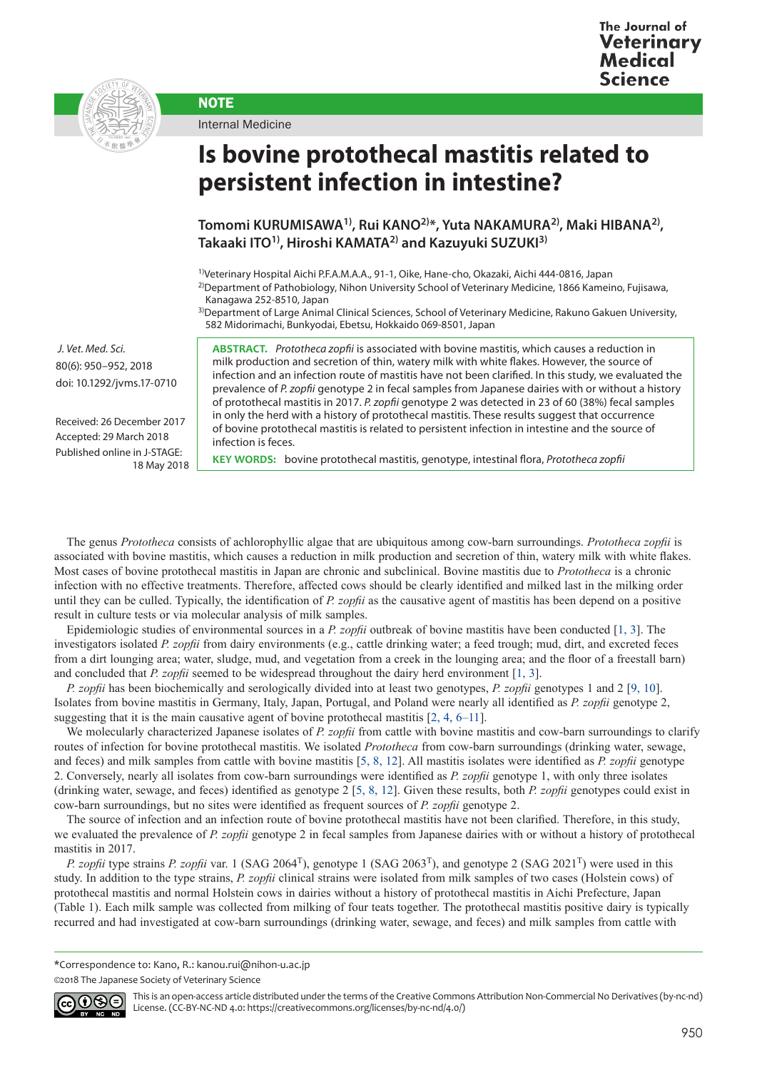NOTE

Internal Medicine

# Is bovine protothecal mastitis related to persistent infection in intestine?

**Tomomi KURUMISAWA[1)], Rui KANO[2)]*, Yuta NAKAMURA[2)], Maki HIBANA[2)], Takaaki ITO[1)], Hiroshi KAMATA[2)] and Kazuyuki SUZUKI[3)]**

[1)]Veterinary Hospital Aichi P.F.A.M.A.A., 91-1, Oike, Hane-cho, Okazaki, Aichi 444-0816, Japan
[2)]Department of Pathobiology, Nihon University School of Veterinary Medicine, 1866 Kameino, Fujisawa, Kanagawa 252-8510, Japan
[3)]Department of Large Animal Clinical Sciences, School of Veterinary Medicine, Rakuno Gakuen University, 582 Midorimachi, Bunkyodai, Ebetsu, Hokkaido 069-8501, Japan

*J. Vet. Med. Sci.*
80(6): 950–952, 2018
doi: 10.1292/jvms.17-0710

Received: 26 December 2017
Accepted: 29 March 2018
Published online in J-STAGE: 18 May 2018

**ABSTRACT.** *Prototheca zopfii* is associated with bovine mastitis, which causes a reduction in milk production and secretion of thin, watery milk with white flakes. However, the source of infection and an infection route of protothecal mastitis have not been clarified. In this study, we evaluated the prevalence of *P. zopfii* genotype 2 in fecal samples from Japanese dairies with or without a history of protothecal mastitis in 2017. *P. zopfii* genotype 2 was detected in 23 of 60 (38%) fecal samples in only the herd with a history of protothecal mastitis. These results suggest that occurrence of bovine protothecal mastitis is related to persistent infection in intestine and the source of infection is feces.

**KEY WORDS:** bovine protothecal mastitis, genotype, intestinal flora, *Prototheca zopfii*

The genus *Prototheca* consists of achlorophyllic algae that are ubiquitous among cow-barn surroundings. *Prototheca zopfii* is associated with bovine mastitis, which causes a reduction in milk production and secretion of thin, watery milk with white flakes. Most cases of bovine protothecal mastitis in Japan are chronic and subclinical. Bovine mastitis due to *Prototheca* is a chronic infection with no effective treatments. Therefore, affected cows should be clearly identified and milked last in the milking order until they can be culled. Typically, the identification of *P. zopfii* as the causative agent of mastitis has been depend on a positive result in culture tests or via molecular analysis of milk samples.

Epidemiologic studies of environmental sources in a *P. zopfii* outbreak of bovine mastitis have been conducted [1, 3]. The investigators isolated *P. zopfii* from dairy environments (e.g., cattle drinking water; a feed trough; mud, dirt, and excreted feces from a dirt lounging area; water, sludge, mud, and vegetation from a creek in the lounging area; and the floor of a freestall barn) and concluded that *P. zopfii* seemed to be widespread throughout the dairy herd environment [1, 3].

*P. zopfii* has been biochemically and serologically divided into at least two genotypes, *P. zopfii* genotypes 1 and 2 [9, 10]. Isolates from bovine mastitis in Germany, Italy, Japan, Portugal, and Poland were nearly all identified as *P. zopfii* genotype 2, suggesting that it is the main causative agent of bovine protothecal mastitis [2, 4, 6–11].

We molecularly characterized Japanese isolates of *P. zopfii* from cattle with bovine mastitis and cow-barn surroundings to clarify routes of infection for bovine protothecal mastitis. We isolated *Prototheca* from cow-barn surroundings (drinking water, sewage, and feces) and milk samples from cattle with bovine mastitis [5, 8, 12]. All mastitis isolates were identified as *P. zopfii* genotype 2. Conversely, nearly all isolates from cow-barn surroundings were identified as *P. zopfii* genotype 1, with only three isolates (drinking water, sewage, and feces) identified as genotype 2 [5, 8, 12]. Given these results, both *P. zopfii* genotypes could exist in cow-barn surroundings, but no sites were identified as frequent sources of *P. zopfii* genotype 2.

The source of infection and an infection route of bovine protothecal mastitis have not been clarified. Therefore, in this study, we evaluated the prevalence of *P. zopfii* genotype 2 in fecal samples from Japanese dairies with or without a history of protothecal mastitis in 2017.

*P. zopfii* type strains *P. zopfii* var. 1 (SAG 2064[T]), genotype 1 (SAG 2063[T]), and genotype 2 (SAG 2021[T]) were used in this study. In addition to the type strains, *P. zopfii* clinical strains were isolated from milk samples of two cases (Holstein cows) of protothecal mastitis and normal Holstein cows in dairies without a history of protothecal mastitis in Aichi Prefecture, Japan (Table 1). Each milk sample was collected from milking of four teats together. The protothecal mastitis positive dairy is typically recurred and had investigated at cow-barn surroundings (drinking water, sewage, and feces) and milk samples from cattle with

*Correspondence to: Kano, R.: kanou.rui@nihon-u.ac.jp

©2018 The Japanese Society of Veterinary Science

This is an open-access article distributed under the terms of the Creative Commons Attribution Non-Commercial No Derivatives (by-nc-nd) License. (CC-BY-NC-ND 4.0: https://creativecommons.org/licenses/by-nc-nd/4.0/)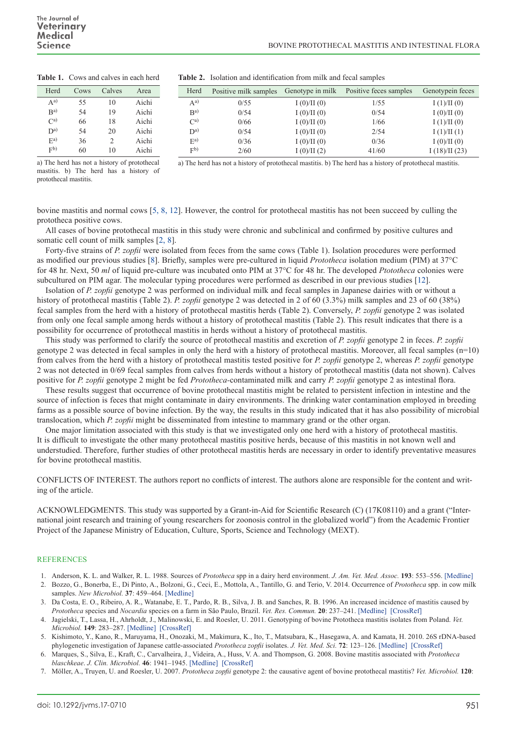**Table 1.** Cows and calves in each herd

| Herd | Cows | Calves | Area |
|---|---|---|---|
| A[a)] | 55 | 10 | Aichi |
| B[a)] | 54 | 19 | Aichi |
| C[a)] | 66 | 18 | Aichi |
| D[a)] | 54 | 20 | Aichi |
| E[a)] | 36 | 2 | Aichi |
| F[b)] | 60 | 10 | Aichi |

a) The herd has not a history of protothecal mastitis. b) The herd has a history of protothecal mastitis.

**Table 2.** Isolation and identification from milk and fecal samples

| Herd | Positive milk samples | Genotype in milk | Positive feces samples | Genotypein feces |
|---|---|---|---|---|
| A[a)] | 0/55 | I (0)/II (0) | 1/55 | I (1)/II (0) |
| B[a)] | 0/54 | I (0)/II (0) | 0/54 | I (0)/II (0) |
| C[a)] | 0/66 | I (0)/II (0) | 1/66 | I (1)/II (0) |
| D[a)] | 0/54 | I (0)/II (0) | 2/54 | I (1)/II (1) |
| E[a)] | 0/36 | I (0)/II (0) | 0/36 | I (0)/II (0) |
| F[b)] | 2/60 | I (0)/II (2) | 41/60 | I (18)/II (23) |

a) The herd has not a history of protothecal mastitis. b) The herd has a history of protothecal mastitis.

bovine mastitis and normal cows [5, 8, 12]. However, the control for protothecal mastitis has not been succeed by culling the prototheca positive cows.

All cases of bovine protothecal mastitis in this study were chronic and subclinical and confirmed by positive cultures and somatic cell count of milk samples [2, 8].

Forty-five strains of *P. zopfii* were isolated from feces from the same cows (Table 1). Isolation procedures were performed as modified our previous studies [8]. Briefly, samples were pre-cultured in liquid *Prototheca* isolation medium (PIM) at 37°C for 48 hr. Next, 50 *ml* of liquid pre-culture was incubated onto PIM at 37°C for 48 hr. The developed *Ptotootheca* colonies were subcultured on PIM agar. The molecular typing procedures were performed as described in our previous studies [12].

Isolation of *P. zopfii* genotype 2 was performed on individual milk and fecal samples in Japanese dairies with or without a history of protothecal mastitis (Table 2). *P. zopfii* genotype 2 was detected in 2 of 60 (3.3%) milk samples and 23 of 60 (38%) fecal samples from the herd with a history of protothecal mastitis herds (Table 2). Conversely, *P. zopfii* genotype 2 was isolated from only one fecal sample among herds without a history of protothecal mastitis (Table 2). This result indicates that there is a possibility for occurrence of protothecal mastitis in herds without a history of protothecal mastitis.

This study was performed to clarify the source of protothecal mastitis and excretion of *P. zopfii* genotype 2 in feces. *P. zopfii* genotype 2 was detected in fecal samples in only the herd with a history of protothecal mastitis. Moreover, all fecal samples (n=10) from calves from the herd with a history of protothecal mastitis tested positive for *P. zopfii* genotype 2, whereas *P. zopfii* genotype 2 was not detected in 0/69 fecal samples from calves from herds without a history of protothecal mastitis (data not shown). Calves positive for *P. zopfii* genotype 2 might be fed *Prototheca*-contaminated milk and carry *P. zopfii* genotype 2 as intestinal flora.

These results suggest that occurrence of bovine protothecal mastitis might be related to persistent infection in intestine and the source of infection is feces that might contaminate in dairy environments. The drinking water contamination employed in breeding farms as a possible source of bovine infection. By the way, the results in this study indicated that it has also possibility of microbial translocation, which *P. zopfii* might be disseminated from intestine to mammary grand or the other organ.

One major limitation associated with this study is that we investigated only one herd with a history of protothecal mastitis. It is difficult to investigate the other many protothecal mastitis positive herds, because of this mastitis in not known well and understudied. Therefore, further studies of other protothecal mastitis herds are necessary in order to identify preventative measures for bovine protothecal mastitis.

CONFLICTS OF INTEREST. The authors report no conflicts of interest. The authors alone are responsible for the content and writing of the article.

ACKNOWLEDGMENTS. This study was supported by a Grant-in-Aid for Scientific Research (C) (17K08110) and a grant ("International joint research and training of young researchers for zoonosis control in the globalized world") from the Academic Frontier Project of the Japanese Ministry of Education, Culture, Sports, Science and Technology (MEXT).

## REFERENCES

1. Anderson, K. L. and Walker, R. L. 1988. Sources of *Prototheca* spp in a dairy herd environment. *J. Am. Vet. Med. Assoc.* **193**: 553–556. [Medline]
2. Bozzo, G., Bonerba, E., Di Pinto, A., Bolzoni, G., Ceci, E., Mottola, A., Tantillo, G. and Terio, V. 2014. Occurrence of *Prototheca* spp. in cow milk samples. *New Microbiol.* **37**: 459–464. [Medline]
3. Da Costa, E. O., Ribeiro, A. R., Watanabe, E. T., Pardo, R. B., Silva, J. B. and Sanches, R. B. 1996. An increased incidence of mastitis caused by *Prototheca* species and *Nocardia* species on a farm in São Paulo, Brazil. *Vet. Res. Commun.* **20**: 237–241. [Medline] [CrossRef]
4. Jagielski, T., Lassa, H., Ahrholdt, J., Malinowski, E. and Roesler, U. 2011. Genotyping of bovine Prototheca mastitis isolates from Poland. *Vet. Microbiol.* **149**: 283–287. [Medline] [CrossRef]
5. Kishimoto, Y., Kano, R., Maruyama, H., Onozaki, M., Makimura, K., Ito, T., Matsubara, K., Hasegawa, A. and Kamata, H. 2010. 26S rDNA-based phylogenetic investigation of Japanese cattle-associated *Prototheca zopfii* isolates. *J. Vet. Med. Sci.* **72**: 123–126. [Medline] [CrossRef]
6. Marques, S., Silva, E., Kraft, C., Carvalheira, J., Videira, A., Huss, V. A. and Thompson, G. 2008. Bovine mastitis associated with *Prototheca blaschkeae*. *J. Clin. Microbiol.* **46**: 1941–1945. [Medline] [CrossRef]
7. Möller, A., Truyen, U. and Roesler, U. 2007. *Prototheca zopfii* genotype 2: the causative agent of bovine protothecal mastitis? *Vet. Microbiol.* **120**: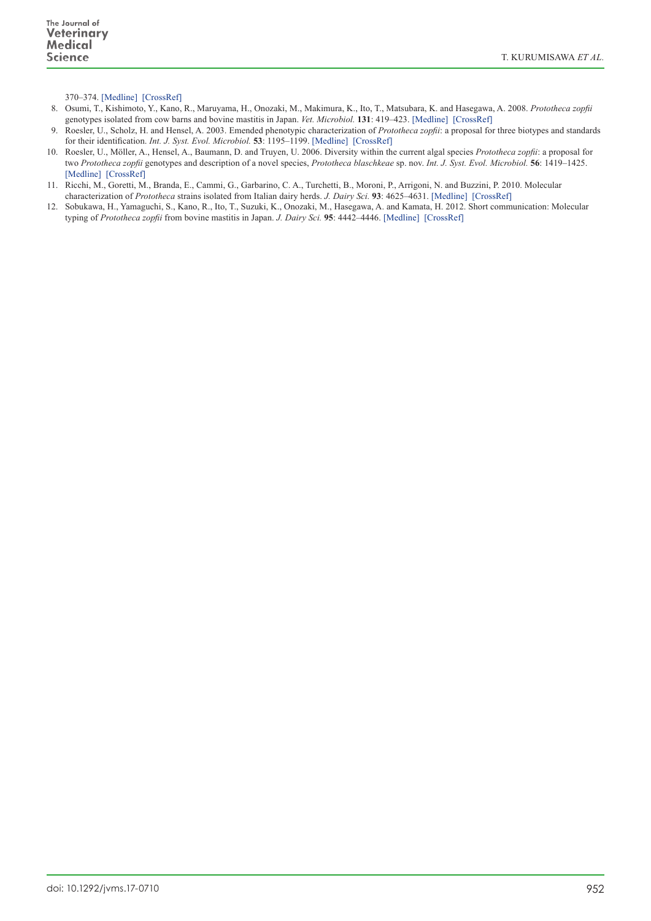370–374. [Medline] [CrossRef]

8. Osumi, T., Kishimoto, Y., Kano, R., Maruyama, H., Onozaki, M., Makimura, K., Ito, T., Matsubara, K. and Hasegawa, A. 2008. *Prototheca zopfii* genotypes isolated from cow barns and bovine mastitis in Japan. *Vet. Microbiol.* **131**: 419–423. [Medline] [CrossRef]
9. Roesler, U., Scholz, H. and Hensel, A. 2003. Emended phenotypic characterization of *Prototheca zopfii*: a proposal for three biotypes and standards for their identification. *Int. J. Syst. Evol. Microbiol.* **53**: 1195–1199. [Medline] [CrossRef]
10. Roesler, U., Möller, A., Hensel, A., Baumann, D. and Truyen, U. 2006. Diversity within the current algal species *Prototheca zopfii*: a proposal for two *Prototheca zopfii* genotypes and description of a novel species, *Prototheca blaschkeae* sp. nov. *Int. J. Syst. Evol. Microbiol.* **56**: 1419–1425. [Medline] [CrossRef]
11. Ricchi, M., Goretti, M., Branda, E., Cammi, G., Garbarino, C. A., Turchetti, B., Moroni, P., Arrigoni, N. and Buzzini, P. 2010. Molecular characterization of *Prototheca* strains isolated from Italian dairy herds. *J. Dairy Sci.* **93**: 4625–4631. [Medline] [CrossRef]
12. Sobukawa, H., Yamaguchi, S., Kano, R., Ito, T., Suzuki, K., Onozaki, M., Hasegawa, A. and Kamata, H. 2012. Short communication: Molecular typing of *Prototheca zopfii* from bovine mastitis in Japan. *J. Dairy Sci.* **95**: 4442–4446. [Medline] [CrossRef]